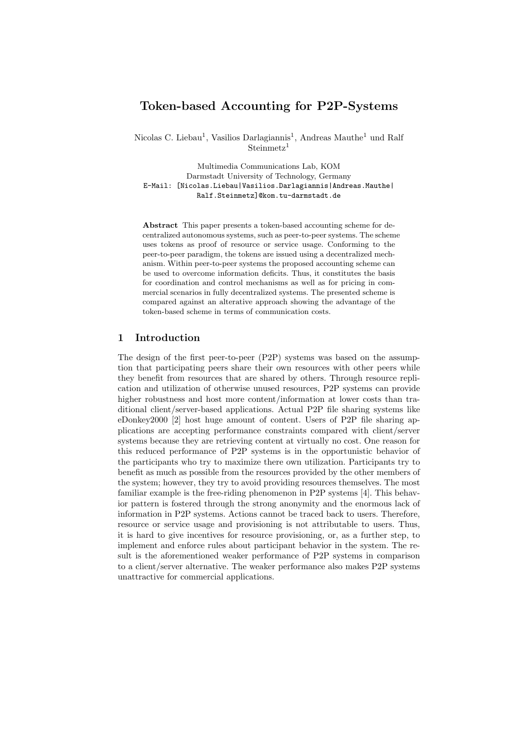# Token-based Accounting for P2P-Systems

Nicolas C. Liebau[1], Vasilios Darlagiannis[1], Andreas Mauthe[1] und Ralf Steinmetz[1]

Multimedia Communications Lab, KOM
Darmstadt University of Technology, Germany
E-Mail: [Nicolas.Liebau|Vasilios.Darlagiannis|Andreas.Mauthe|Ralf.Steinmetz]@kom.tu-darmstadt.de

**Abstract** This paper presents a token-based accounting scheme for decentralized autonomous systems, such as peer-to-peer systems. The scheme uses tokens as proof of resource or service usage. Conforming to the peer-to-peer paradigm, the tokens are issued using a decentralized mechanism. Within peer-to-peer systems the proposed accounting scheme can be used to overcome information deficits. Thus, it constitutes the basis for coordination and control mechanisms as well as for pricing in commercial scenarios in fully decentralized systems. The presented scheme is compared against an alterative approach showing the advantage of the token-based scheme in terms of communication costs.

## 1 Introduction

The design of the first peer-to-peer (P2P) systems was based on the assumption that participating peers share their own resources with other peers while they benefit from resources that are shared by others. Through resource replication and utilization of otherwise unused resources, P2P systems can provide higher robustness and host more content/information at lower costs than traditional client/server-based applications. Actual P2P file sharing systems like eDonkey2000 [2] host huge amount of content. Users of P2P file sharing applications are accepting performance constraints compared with client/server systems because they are retrieving content at virtually no cost. One reason for this reduced performance of P2P systems is in the opportunistic behavior of the participants who try to maximize there own utilization. Participants try to benefit as much as possible from the resources provided by the other members of the system; however, they try to avoid providing resources themselves. The most familiar example is the free-riding phenomenon in P2P systems [4]. This behavior pattern is fostered through the strong anonymity and the enormous lack of information in P2P systems. Actions cannot be traced back to users. Therefore, resource or service usage and provisioning is not attributable to users. Thus, it is hard to give incentives for resource provisioning, or, as a further step, to implement and enforce rules about participant behavior in the system. The result is the aforementioned weaker performance of P2P systems in comparison to a client/server alternative. The weaker performance also makes P2P systems unattractive for commercial applications.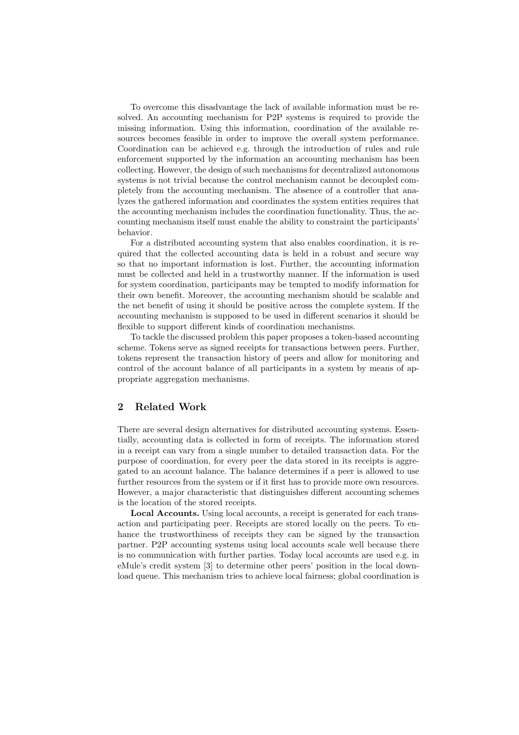To overcome this disadvantage the lack of available information must be resolved. An accounting mechanism for P2P systems is required to provide the missing information. Using this information, coordination of the available resources becomes feasible in order to improve the overall system performance. Coordination can be achieved e.g. through the introduction of rules and rule enforcement supported by the information an accounting mechanism has been collecting. However, the design of such mechanisms for decentralized autonomous systems is not trivial because the control mechanism cannot be decoupled completely from the accounting mechanism. The absence of a controller that analyzes the gathered information and coordinates the system entities requires that the accounting mechanism includes the coordination functionality. Thus, the accounting mechanism itself must enable the ability to constraint the participants' behavior.

For a distributed accounting system that also enables coordination, it is required that the collected accounting data is held in a robust and secure way so that no important information is lost. Further, the accounting information must be collected and held in a trustworthy manner. If the information is used for system coordination, participants may be tempted to modify information for their own benefit. Moreover, the accounting mechanism should be scalable and the net benefit of using it should be positive across the complete system. If the accounting mechanism is supposed to be used in different scenarios it should be flexible to support different kinds of coordination mechanisms.

To tackle the discussed problem this paper proposes a token-based accounting scheme. Tokens serve as signed receipts for transactions between peers. Further, tokens represent the transaction history of peers and allow for monitoring and control of the account balance of all participants in a system by means of appropriate aggregation mechanisms.

## 2 Related Work

There are several design alternatives for distributed accounting systems. Essentially, accounting data is collected in form of receipts. The information stored in a receipt can vary from a single number to detailed transaction data. For the purpose of coordination, for every peer the data stored in its receipts is aggregated to an account balance. The balance determines if a peer is allowed to use further resources from the system or if it first has to provide more own resources. However, a major characteristic that distinguishes different accounting schemes is the location of the stored receipts.

**Local Accounts.** Using local accounts, a receipt is generated for each transaction and participating peer. Receipts are stored locally on the peers. To enhance the trustworthiness of receipts they can be signed by the transaction partner. P2P accounting systems using local accounts scale well because there is no communication with further parties. Today local accounts are used e.g. in eMule's credit system [3] to determine other peers' position in the local download queue. This mechanism tries to achieve local fairness; global coordination is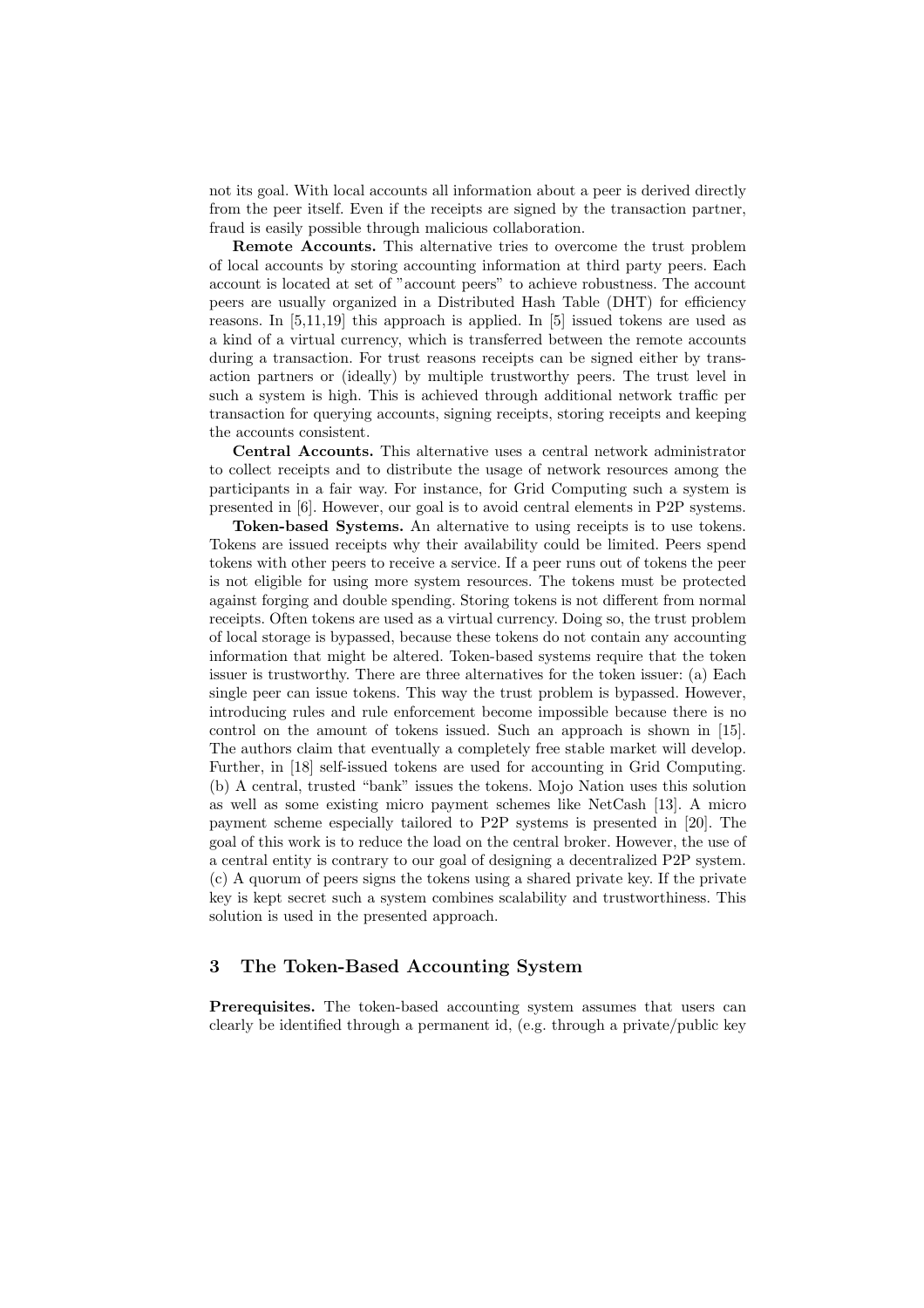not its goal. With local accounts all information about a peer is derived directly from the peer itself. Even if the receipts are signed by the transaction partner, fraud is easily possible through malicious collaboration.

**Remote Accounts.** This alternative tries to overcome the trust problem of local accounts by storing accounting information at third party peers. Each account is located at set of "account peers" to achieve robustness. The account peers are usually organized in a Distributed Hash Table (DHT) for efficiency reasons. In [5,11,19] this approach is applied. In [5] issued tokens are used as a kind of a virtual currency, which is transferred between the remote accounts during a transaction. For trust reasons receipts can be signed either by transaction partners or (ideally) by multiple trustworthy peers. The trust level in such a system is high. This is achieved through additional network traffic per transaction for querying accounts, signing receipts, storing receipts and keeping the accounts consistent.

**Central Accounts.** This alternative uses a central network administrator to collect receipts and to distribute the usage of network resources among the participants in a fair way. For instance, for Grid Computing such a system is presented in [6]. However, our goal is to avoid central elements in P2P systems.

**Token-based Systems.** An alternative to using receipts is to use tokens. Tokens are issued receipts why their availability could be limited. Peers spend tokens with other peers to receive a service. If a peer runs out of tokens the peer is not eligible for using more system resources. The tokens must be protected against forging and double spending. Storing tokens is not different from normal receipts. Often tokens are used as a virtual currency. Doing so, the trust problem of local storage is bypassed, because these tokens do not contain any accounting information that might be altered. Token-based systems require that the token issuer is trustworthy. There are three alternatives for the token issuer: (a) Each single peer can issue tokens. This way the trust problem is bypassed. However, introducing rules and rule enforcement become impossible because there is no control on the amount of tokens issued. Such an approach is shown in [15]. The authors claim that eventually a completely free stable market will develop. Further, in [18] self-issued tokens are used for accounting in Grid Computing. (b) A central, trusted "bank" issues the tokens. Mojo Nation uses this solution as well as some existing micro payment schemes like NetCash [13]. A micro payment scheme especially tailored to P2P systems is presented in [20]. The goal of this work is to reduce the load on the central broker. However, the use of a central entity is contrary to our goal of designing a decentralized P2P system. (c) A quorum of peers signs the tokens using a shared private key. If the private key is kept secret such a system combines scalability and trustworthiness. This solution is used in the presented approach.

## 3 The Token-Based Accounting System

**Prerequisites.** The token-based accounting system assumes that users can clearly be identified through a permanent id, (e.g. through a private/public key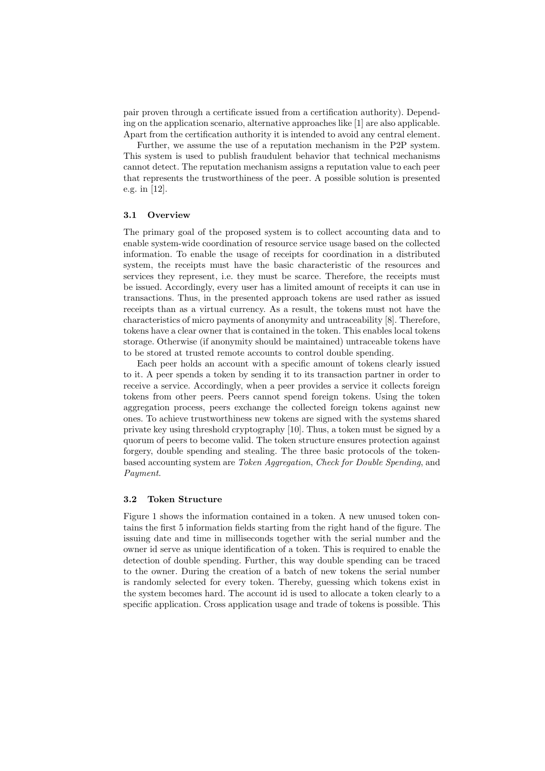pair proven through a certificate issued from a certification authority). Depending on the application scenario, alternative approaches like [1] are also applicable. Apart from the certification authority it is intended to avoid any central element.

Further, we assume the use of a reputation mechanism in the P2P system. This system is used to publish fraudulent behavior that technical mechanisms cannot detect. The reputation mechanism assigns a reputation value to each peer that represents the trustworthiness of the peer. A possible solution is presented e.g. in [12].

### 3.1 Overview

The primary goal of the proposed system is to collect accounting data and to enable system-wide coordination of resource service usage based on the collected information. To enable the usage of receipts for coordination in a distributed system, the receipts must have the basic characteristic of the resources and services they represent, i.e. they must be scarce. Therefore, the receipts must be issued. Accordingly, every user has a limited amount of receipts it can use in transactions. Thus, in the presented approach tokens are used rather as issued receipts than as a virtual currency. As a result, the tokens must not have the characteristics of micro payments of anonymity and untraceability [8]. Therefore, tokens have a clear owner that is contained in the token. This enables local tokens storage. Otherwise (if anonymity should be maintained) untraceable tokens have to be stored at trusted remote accounts to control double spending.

Each peer holds an account with a specific amount of tokens clearly issued to it. A peer spends a token by sending it to its transaction partner in order to receive a service. Accordingly, when a peer provides a service it collects foreign tokens from other peers. Peers cannot spend foreign tokens. Using the token aggregation process, peers exchange the collected foreign tokens against new ones. To achieve trustworthiness new tokens are signed with the systems shared private key using threshold cryptography [10]. Thus, a token must be signed by a quorum of peers to become valid. The token structure ensures protection against forgery, double spending and stealing. The three basic protocols of the token-based accounting system are *Token Aggregation*, *Check for Double Spending*, and *Payment*.

### 3.2 Token Structure

Figure 1 shows the information contained in a token. A new unused token contains the first 5 information fields starting from the right hand of the figure. The issuing date and time in milliseconds together with the serial number and the owner id serve as unique identification of a token. This is required to enable the detection of double spending. Further, this way double spending can be traced to the owner. During the creation of a batch of new tokens the serial number is randomly selected for every token. Thereby, guessing which tokens exist in the system becomes hard. The account id is used to allocate a token clearly to a specific application. Cross application usage and trade of tokens is possible. This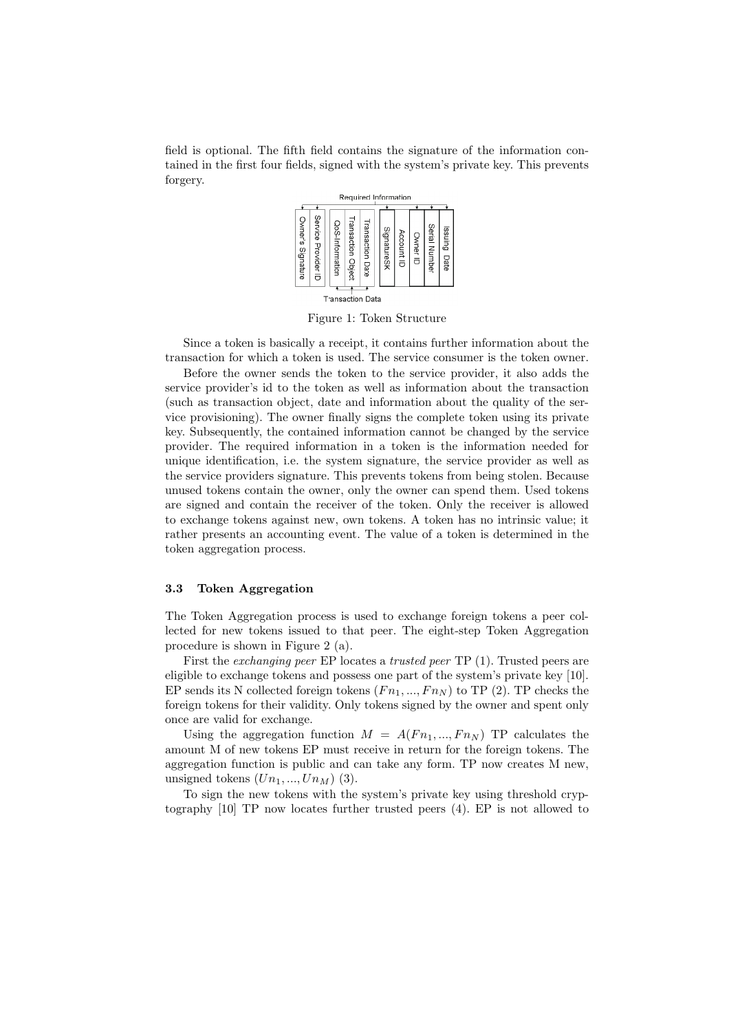field is optional. The fifth field contains the signature of the information contained in the first four fields, signed with the system's private key. This prevents forgery.

Figure 1: Token Structure

Since a token is basically a receipt, it contains further information about the transaction for which a token is used. The service consumer is the token owner.

Before the owner sends the token to the service provider, it also adds the service provider's id to the token as well as information about the transaction (such as transaction object, date and information about the quality of the service provisioning). The owner finally signs the complete token using its private key. Subsequently, the contained information cannot be changed by the service provider. The required information in a token is the information needed for unique identification, i.e. the system signature, the service provider as well as the service providers signature. This prevents tokens from being stolen. Because unused tokens contain the owner, only the owner can spend them. Used tokens are signed and contain the receiver of the token. Only the receiver is allowed to exchange tokens against new, own tokens. A token has no intrinsic value; it rather presents an accounting event. The value of a token is determined in the token aggregation process.

### 3.3 Token Aggregation

The Token Aggregation process is used to exchange foreign tokens a peer collected for new tokens issued to that peer. The eight-step Token Aggregation procedure is shown in Figure 2 (a).

First the *exchanging peer* EP locates a *trusted peer* TP (1). Trusted peers are eligible to exchange tokens and possess one part of the system's private key [10]. EP sends its N collected foreign tokens $(Fn_1, ..., Fn_N)$ to TP (2). TP checks the foreign tokens for their validity. Only tokens signed by the owner and spent only once are valid for exchange.

Using the aggregation function $M = A(Fn_1, ..., Fn_N)$ TP calculates the amount M of new tokens EP must receive in return for the foreign tokens. The aggregation function is public and can take any form. TP now creates M new, unsigned tokens $(Un_1, ..., Un_M)$ (3).

To sign the new tokens with the system's private key using threshold cryptography [10] TP now locates further trusted peers (4). EP is not allowed to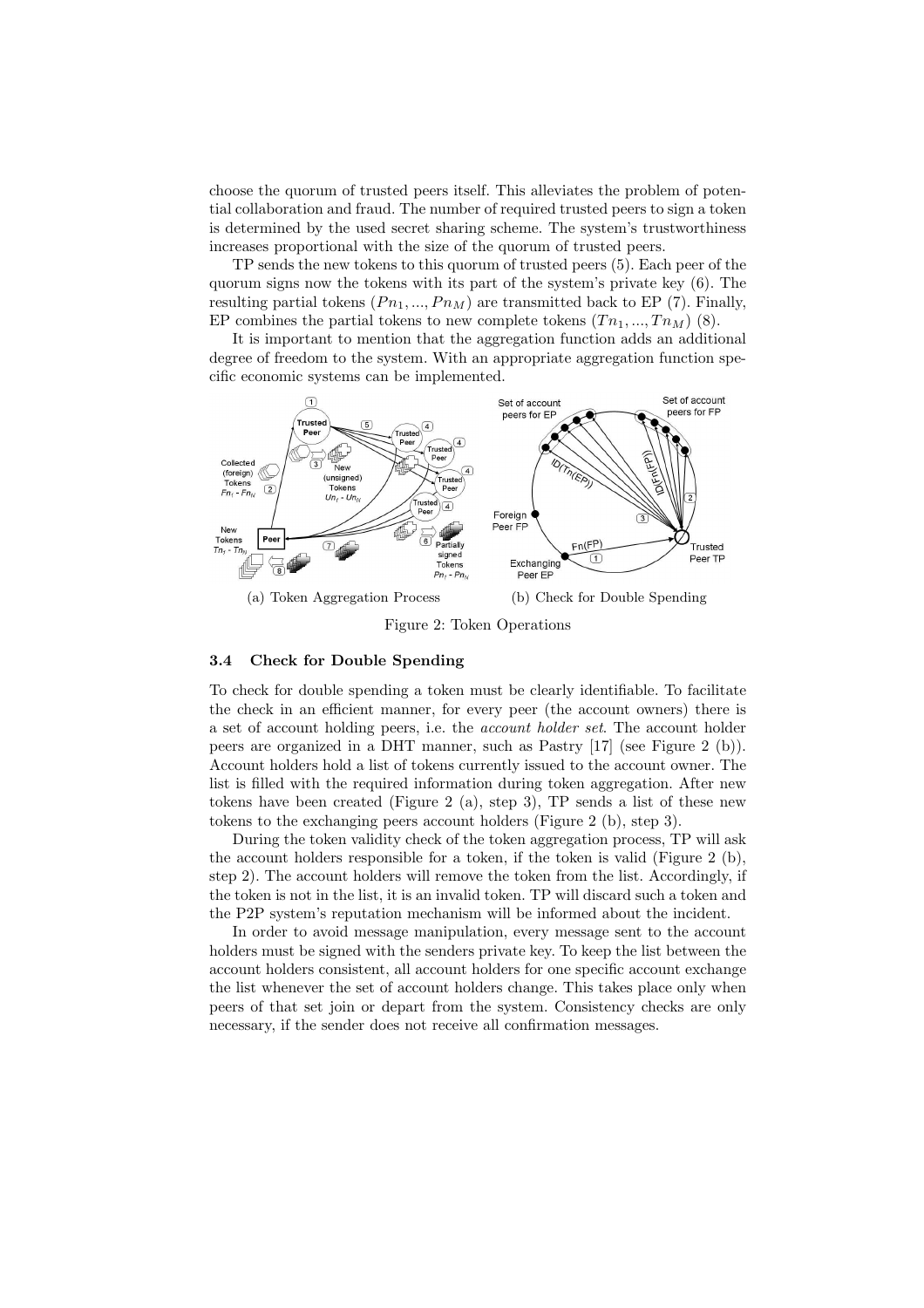choose the quorum of trusted peers itself. This alleviates the problem of potential collaboration and fraud. The number of required trusted peers to sign a token is determined by the used secret sharing scheme. The system's trustworthiness increases proportional with the size of the quorum of trusted peers.

TP sends the new tokens to this quorum of trusted peers (5). Each peer of the quorum signs now the tokens with its part of the system's private key (6). The resulting partial tokens ($Pn_1, ..., Pn_M$) are transmitted back to EP (7). Finally, EP combines the partial tokens to new complete tokens ($Tn_1, ..., Tn_M$) (8).

It is important to mention that the aggregation function adds an additional degree of freedom to the system. With an appropriate aggregation function specific economic systems can be implemented.

(a) Token Aggregation Process (b) Check for Double Spending

Figure 2: Token Operations

### 3.4 Check for Double Spending

To check for double spending a token must be clearly identifiable. To facilitate the check in an efficient manner, for every peer (the account owners) there is a set of account holding peers, i.e. the *account holder set*. The account holder peers are organized in a DHT manner, such as Pastry [17] (see Figure 2 (b)). Account holders hold a list of tokens currently issued to the account owner. The list is filled with the required information during token aggregation. After new tokens have been created (Figure 2 (a), step 3), TP sends a list of these new tokens to the exchanging peers account holders (Figure 2 (b), step 3).

During the token validity check of the token aggregation process, TP will ask the account holders responsible for a token, if the token is valid (Figure 2 (b), step 2). The account holders will remove the token from the list. Accordingly, if the token is not in the list, it is an invalid token. TP will discard such a token and the P2P system's reputation mechanism will be informed about the incident.

In order to avoid message manipulation, every message sent to the account holders must be signed with the senders private key. To keep the list between the account holders consistent, all account holders for one specific account exchange the list whenever the set of account holders change. This takes place only when peers of that set join or depart from the system. Consistency checks are only necessary, if the sender does not receive all confirmation messages.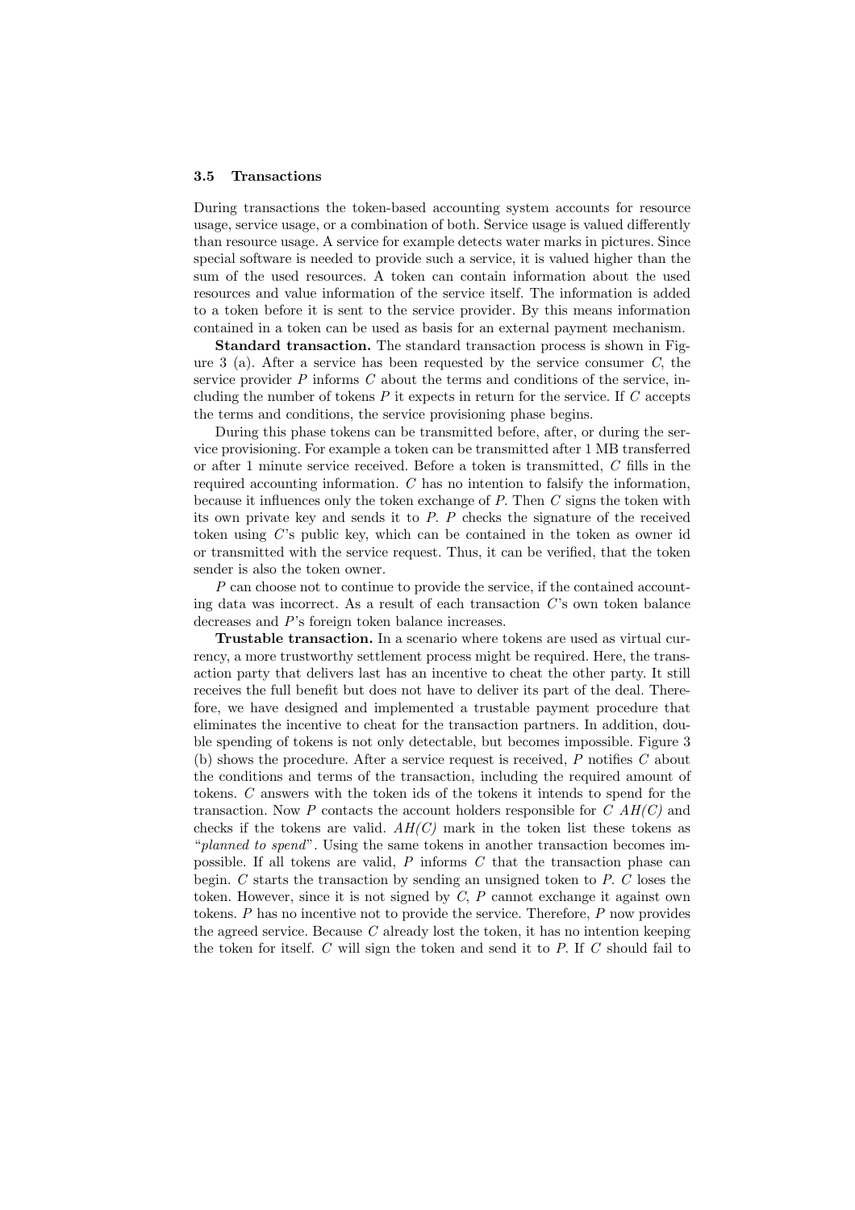### 3.5 Transactions

During transactions the token-based accounting system accounts for resource usage, service usage, or a combination of both. Service usage is valued differently than resource usage. A service for example detects water marks in pictures. Since special software is needed to provide such a service, it is valued higher than the sum of the used resources. A token can contain information about the used resources and value information of the service itself. The information is added to a token before it is sent to the service provider. By this means information contained in a token can be used as basis for an external payment mechanism.

**Standard transaction.** The standard transaction process is shown in Figure 3 (a). After a service has been requested by the service consumer $C$, the service provider $P$ informs $C$ about the terms and conditions of the service, including the number of tokens $P$ it expects in return for the service. If $C$ accepts the terms and conditions, the service provisioning phase begins.

During this phase tokens can be transmitted before, after, or during the service provisioning. For example a token can be transmitted after 1 MB transferred or after 1 minute service received. Before a token is transmitted, $C$ fills in the required accounting information. $C$ has no intention to falsify the information, because it influences only the token exchange of $P$. Then $C$ signs the token with its own private key and sends it to $P$. $P$ checks the signature of the received token using $C$'s public key, which can be contained in the token as owner id or transmitted with the service request. Thus, it can be verified, that the token sender is also the token owner.

$P$ can choose not to continue to provide the service, if the contained accounting data was incorrect. As a result of each transaction $C$'s own token balance decreases and $P$'s foreign token balance increases.

**Trustable transaction.** In a scenario where tokens are used as virtual currency, a more trustworthy settlement process might be required. Here, the transaction party that delivers last has an incentive to cheat the other party. It still receives the full benefit but does not have to deliver its part of the deal. Therefore, we have designed and implemented a trustable payment procedure that eliminates the incentive to cheat for the transaction partners. In addition, double spending of tokens is not only detectable, but becomes impossible. Figure 3 (b) shows the procedure. After a service request is received, $P$ notifies $C$ about the conditions and terms of the transaction, including the required amount of tokens. $C$ answers with the token ids of the tokens it intends to spend for the transaction. Now $P$ contacts the account holders responsible for $C$ *AH(C)* and checks if the tokens are valid. *AH(C)* mark in the token list these tokens as "*planned to spend*". Using the same tokens in another transaction becomes impossible. If all tokens are valid, $P$ informs $C$ that the transaction phase can begin. $C$ starts the transaction by sending an unsigned token to $P$. $C$ loses the token. However, since it is not signed by $C$, $P$ cannot exchange it against own tokens. $P$ has no incentive not to provide the service. Therefore, $P$ now provides the agreed service. Because $C$ already lost the token, it has no intention keeping the token for itself. $C$ will sign the token and send it to $P$. If $C$ should fail to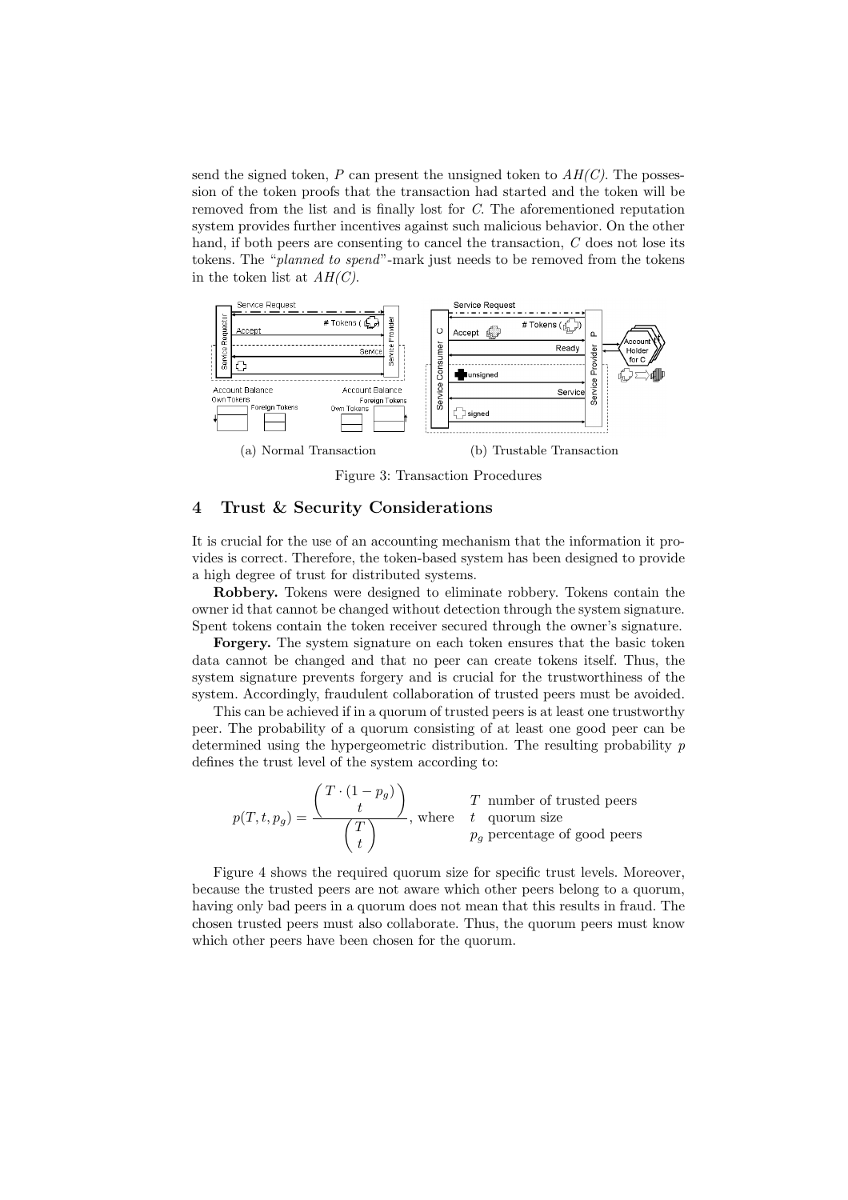send the signed token, $P$ can present the unsigned token to *AH(C)*. The possession of the token proofs that the transaction had started and the token will be removed from the list and is finally lost for $C$. The aforementioned reputation system provides further incentives against such malicious behavior. On the other hand, if both peers are consenting to cancel the transaction, $C$ does not lose its tokens. The "*planned to spend*"-mark just needs to be removed from the tokens in the token list at *AH(C)*.

(a) Normal Transaction (b) Trustable Transaction

Figure 3: Transaction Procedures

## 4 Trust & Security Considerations

It is crucial for the use of an accounting mechanism that the information it provides is correct. Therefore, the token-based system has been designed to provide a high degree of trust for distributed systems.

**Robbery.** Tokens were designed to eliminate robbery. Tokens contain the owner id that cannot be changed without detection through the system signature. Spent tokens contain the token receiver secured through the owner's signature.

**Forgery.** The system signature on each token ensures that the basic token data cannot be changed and that no peer can create tokens itself. Thus, the system signature prevents forgery and is crucial for the trustworthiness of the system. Accordingly, fraudulent collaboration of trusted peers must be avoided.

This can be achieved if in a quorum of trusted peers is at least one trustworthy peer. The probability of a quorum consisting of at least one good peer can be determined using the hypergeometric distribution. The resulting probability $p$ defines the trust level of the system according to:

$$p(T, t, p_g) = \frac{\binom{T \cdot (1 - p_g)}{t}}{\binom{T}{t}}, \text{ where } \begin{array}{ll} T & \text{number of trusted peers} \\ t & \text{quorum size} \\ p_g & \text{percentage of good peers} \end{array}$$

Figure 4 shows the required quorum size for specific trust levels. Moreover, because the trusted peers are not aware which other peers belong to a quorum, having only bad peers in a quorum does not mean that this results in fraud. The chosen trusted peers must also collaborate. Thus, the quorum peers must know which other peers have been chosen for the quorum.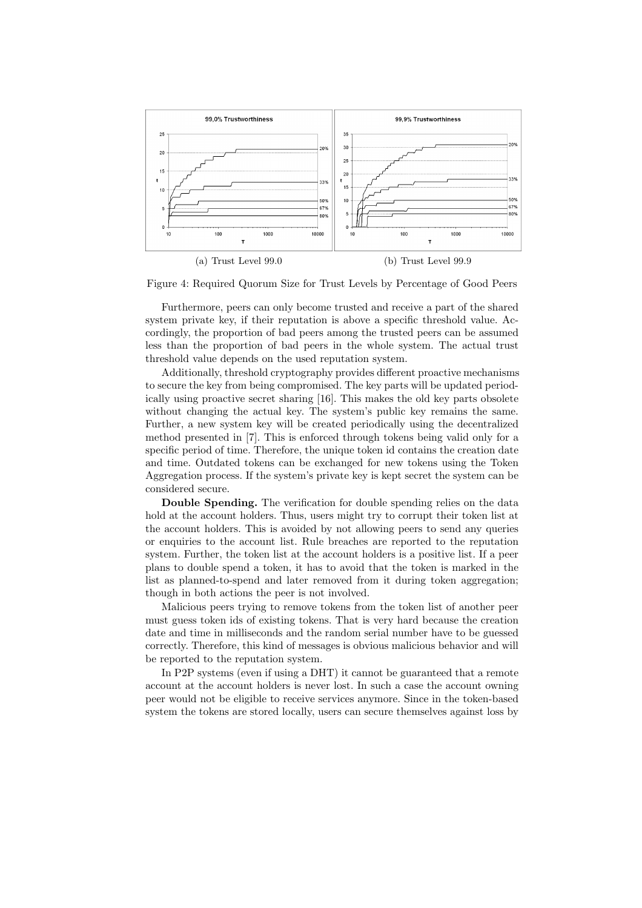99,0% Trustworthiness

25
20
15
t
10
5
0
10 100 1000 10000
T

20%
33%
50%
67%
80%

99,9% Trustworthiness

35
30
25
20
t
15
10
5
0
10 100 1000 10000
T

20%
33%
50%
67%
80%

(a) Trust Level 99.0

(b) Trust Level 99.9

Figure 4: Required Quorum Size for Trust Levels by Percentage of Good Peers

Furthermore, peers can only become trusted and receive a part of the shared system private key, if their reputation is above a specific threshold value. Accordingly, the proportion of bad peers among the trusted peers can be assumed less than the proportion of bad peers in the whole system. The actual trust threshold value depends on the used reputation system.

Additionally, threshold cryptography provides different proactive mechanisms to secure the key from being compromised. The key parts will be updated periodically using proactive secret sharing [16]. This makes the old key parts obsolete without changing the actual key. The system's public key remains the same. Further, a new system key will be created periodically using the decentralized method presented in [7]. This is enforced through tokens being valid only for a specific period of time. Therefore, the unique token id contains the creation date and time. Outdated tokens can be exchanged for new tokens using the Token Aggregation process. If the system's private key is kept secret the system can be considered secure.

**Double Spending.** The verification for double spending relies on the data hold at the account holders. Thus, users might try to corrupt their token list at the account holders. This is avoided by not allowing peers to send any queries or enquiries to the account list. Rule breaches are reported to the reputation system. Further, the token list at the account holders is a positive list. If a peer plans to double spend a token, it has to avoid that the token is marked in the list as planned-to-spend and later removed from it during token aggregation; though in both actions the peer is not involved.

Malicious peers trying to remove tokens from the token list of another peer must guess token ids of existing tokens. That is very hard because the creation date and time in milliseconds and the random serial number have to be guessed correctly. Therefore, this kind of messages is obvious malicious behavior and will be reported to the reputation system.

In P2P systems (even if using a DHT) it cannot be guaranteed that a remote account at the account holders is never lost. In such a case the account owning peer would not be eligible to receive services anymore. Since in the token-based system the tokens are stored locally, users can secure themselves against loss by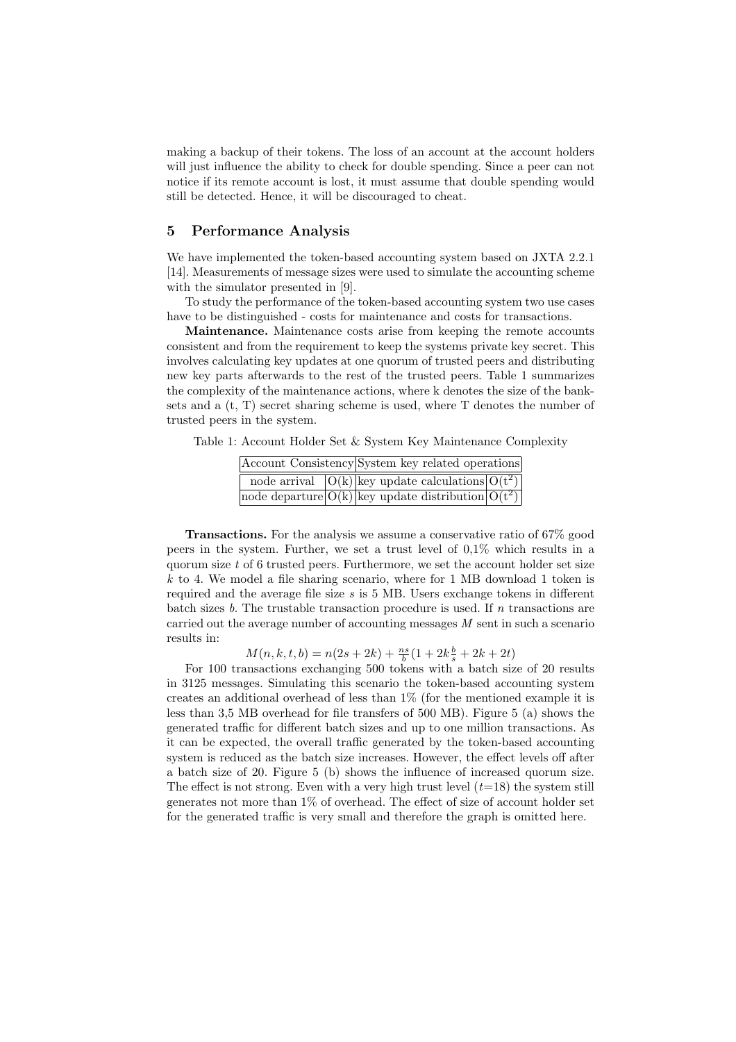making a backup of their tokens. The loss of an account at the account holders will just influence the ability to check for double spending. Since a peer can not notice if its remote account is lost, it must assume that double spending would still be detected. Hence, it will be discouraged to cheat.

## 5 Performance Analysis

We have implemented the token-based accounting system based on JXTA 2.2.1 [14]. Measurements of message sizes were used to simulate the accounting scheme with the simulator presented in [9].

To study the performance of the token-based accounting system two use cases have to be distinguished - costs for maintenance and costs for transactions.

**Maintenance.** Maintenance costs arise from keeping the remote accounts consistent and from the requirement to keep the systems private key secret. This involves calculating key updates at one quorum of trusted peers and distributing new key parts afterwards to the rest of the trusted peers. Table 1 summarizes the complexity of the maintenance actions, where k denotes the size of the bank-sets and a (t, T) secret sharing scheme is used, where T denotes the number of trusted peers in the system.

Table 1: Account Holder Set & System Key Maintenance Complexity

| Account Consistency | | System key related operations | |
|---|---|---|---|
| node arrival | O(k) | key update calculations | O($t^2$) |
| node departure | O(k) | key update distribution | O($t^2$) |

**Transactions.** For the analysis we assume a conservative ratio of 67% good peers in the system. Further, we set a trust level of 0,1% which results in a quorum size $t$ of 6 trusted peers. Furthermore, we set the account holder set size $k$ to 4. We model a file sharing scenario, where for 1 MB download 1 token is required and the average file size $s$ is 5 MB. Users exchange tokens in different batch sizes $b$. The trustable transaction procedure is used. If $n$ transactions are carried out the average number of accounting messages $M$ sent in such a scenario results in:

$$M(n, k, t, b) = n(2s + 2k) + \frac{ns}{b}(1 + 2k\frac{b}{s} + 2k + 2t)$$

For 100 transactions exchanging 500 tokens with a batch size of 20 results in 3125 messages. Simulating this scenario the token-based accounting system creates an additional overhead of less than 1% (for the mentioned example it is less than 3,5 MB overhead for file transfers of 500 MB). Figure 5 (a) shows the generated traffic for different batch sizes and up to one million transactions. As it can be expected, the overall traffic generated by the token-based accounting system is reduced as the batch size increases. However, the effect levels off after a batch size of 20. Figure 5 (b) shows the influence of increased quorum size. The effect is not strong. Even with a very high trust level ($t$=18) the system still generates not more than 1% of overhead. The effect of size of account holder set for the generated traffic is very small and therefore the graph is omitted here.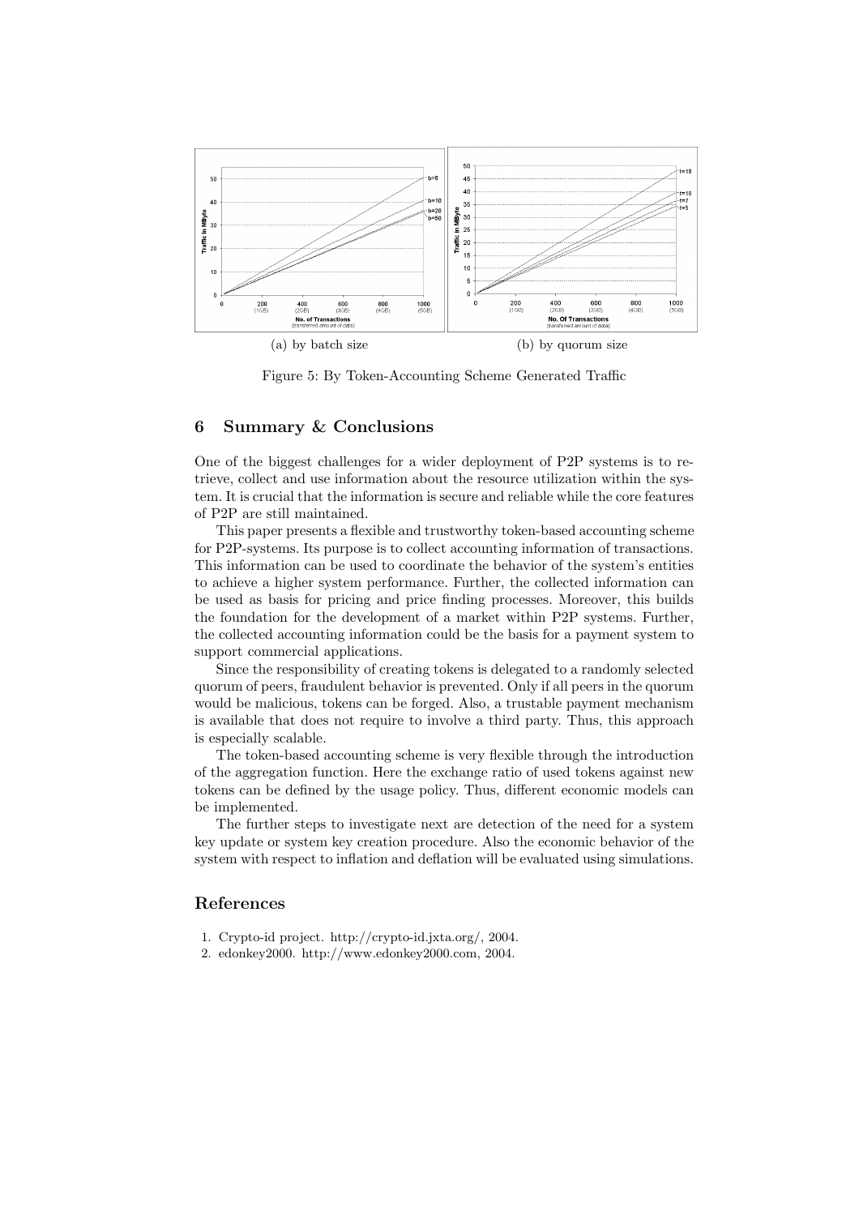(a) by batch size

(b) by quorum size

Figure 5: By Token-Accounting Scheme Generated Traffic

## 6 Summary & Conclusions

One of the biggest challenges for a wider deployment of P2P systems is to retrieve, collect and use information about the resource utilization within the system. It is crucial that the information is secure and reliable while the core features of P2P are still maintained.

This paper presents a flexible and trustworthy token-based accounting scheme for P2P-systems. Its purpose is to collect accounting information of transactions. This information can be used to coordinate the behavior of the system's entities to achieve a higher system performance. Further, the collected information can be used as basis for pricing and price finding processes. Moreover, this builds the foundation for the development of a market within P2P systems. Further, the collected accounting information could be the basis for a payment system to support commercial applications.

Since the responsibility of creating tokens is delegated to a randomly selected quorum of peers, fraudulent behavior is prevented. Only if all peers in the quorum would be malicious, tokens can be forged. Also, a trustable payment mechanism is available that does not require to involve a third party. Thus, this approach is especially scalable.

The token-based accounting scheme is very flexible through the introduction of the aggregation function. Here the exchange ratio of used tokens against new tokens can be defined by the usage policy. Thus, different economic models can be implemented.

The further steps to investigate next are detection of the need for a system key update or system key creation procedure. Also the economic behavior of the system with respect to inflation and deflation will be evaluated using simulations.

## References

1. Crypto-id project. http://crypto-id.jxta.org/, 2004.
2. edonkey2000. http://www.edonkey2000.com, 2004.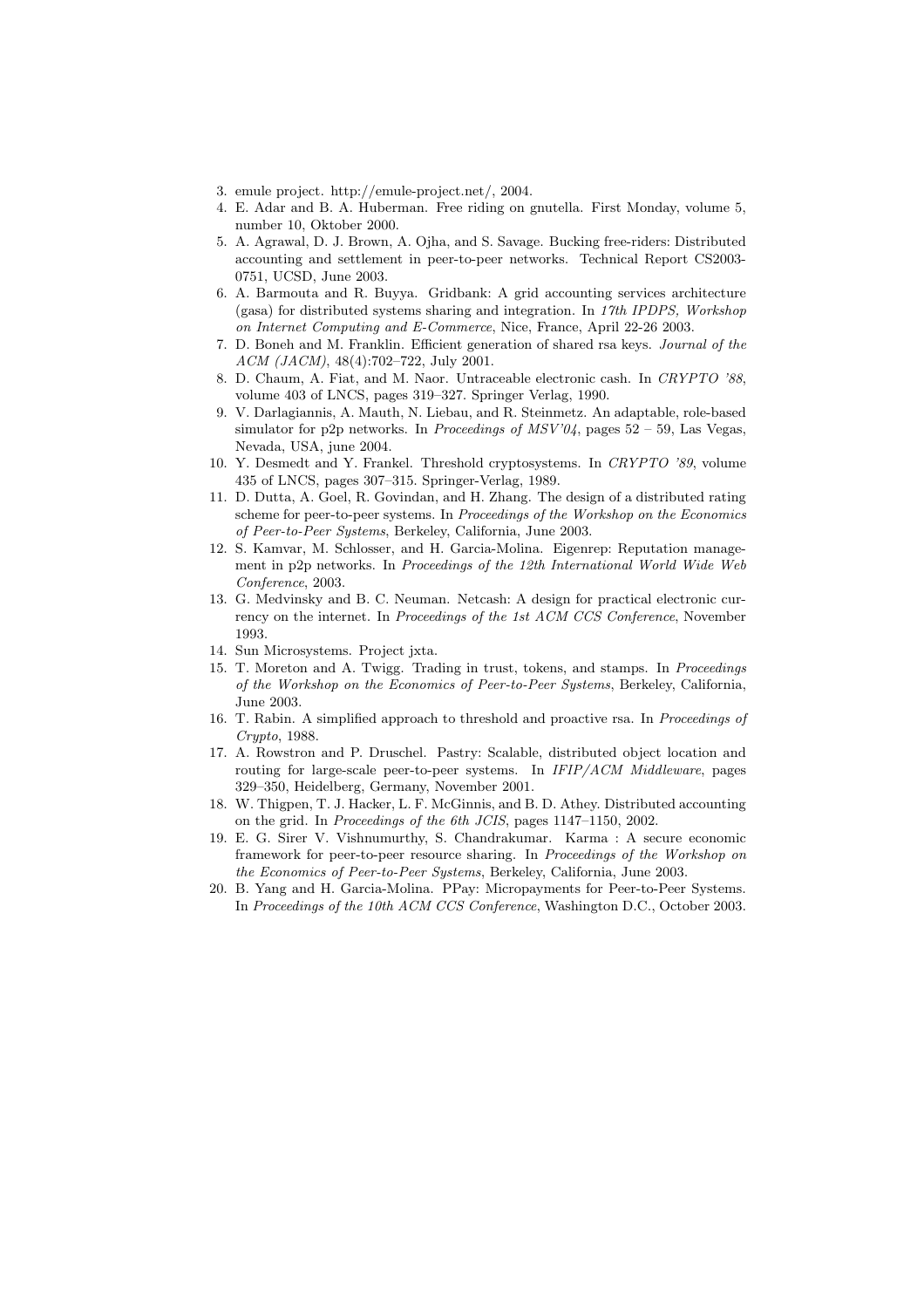3. emule project. http://emule-project.net/, 2004.
4. E. Adar and B. A. Huberman. Free riding on gnutella. First Monday, volume 5, number 10, Oktober 2000.
5. A. Agrawal, D. J. Brown, A. Ojha, and S. Savage. Bucking free-riders: Distributed accounting and settlement in peer-to-peer networks. Technical Report CS2003-0751, UCSD, June 2003.
6. A. Barmouta and R. Buyya. Gridbank: A grid accounting services architecture (gasa) for distributed systems sharing and integration. In *17th IPDPS, Workshop on Internet Computing and E-Commerce*, Nice, France, April 22-26 2003.
7. D. Boneh and M. Franklin. Efficient generation of shared rsa keys. *Journal of the ACM (JACM)*, 48(4):702–722, July 2001.
8. D. Chaum, A. Fiat, and M. Naor. Untraceable electronic cash. In *CRYPTO '88*, volume 403 of LNCS, pages 319–327. Springer Verlag, 1990.
9. V. Darlagiannis, A. Mauth, N. Liebau, and R. Steinmetz. An adaptable, role-based simulator for p2p networks. In *Proceedings of MSV'04*, pages 52 – 59, Las Vegas, Nevada, USA, june 2004.
10. Y. Desmedt and Y. Frankel. Threshold cryptosystems. In *CRYPTO '89*, volume 435 of LNCS, pages 307–315. Springer-Verlag, 1989.
11. D. Dutta, A. Goel, R. Govindan, and H. Zhang. The design of a distributed rating scheme for peer-to-peer systems. In *Proceedings of the Workshop on the Economics of Peer-to-Peer Systems*, Berkeley, California, June 2003.
12. S. Kamvar, M. Schlosser, and H. Garcia-Molina. Eigenrep: Reputation management in p2p networks. In *Proceedings of the 12th International World Wide Web Conference*, 2003.
13. G. Medvinsky and B. C. Neuman. Netcash: A design for practical electronic currency on the internet. In *Proceedings of the 1st ACM CCS Conference*, November 1993.
14. Sun Microsystems. Project jxta.
15. T. Moreton and A. Twigg. Trading in trust, tokens, and stamps. In *Proceedings of the Workshop on the Economics of Peer-to-Peer Systems*, Berkeley, California, June 2003.
16. T. Rabin. A simplified approach to threshold and proactive rsa. In *Proceedings of Crypto*, 1988.
17. A. Rowstron and P. Druschel. Pastry: Scalable, distributed object location and routing for large-scale peer-to-peer systems. In *IFIP/ACM Middleware*, pages 329–350, Heidelberg, Germany, November 2001.
18. W. Thigpen, T. J. Hacker, L. F. McGinnis, and B. D. Athey. Distributed accounting on the grid. In *Proceedings of the 6th JCIS*, pages 1147–1150, 2002.
19. E. G. Sirer V. Vishnumurthy, S. Chandrakumar. Karma : A secure economic framework for peer-to-peer resource sharing. In *Proceedings of the Workshop on the Economics of Peer-to-Peer Systems*, Berkeley, California, June 2003.
20. B. Yang and H. Garcia-Molina. PPay: Micropayments for Peer-to-Peer Systems. In *Proceedings of the 10th ACM CCS Conference*, Washington D.C., October 2003.